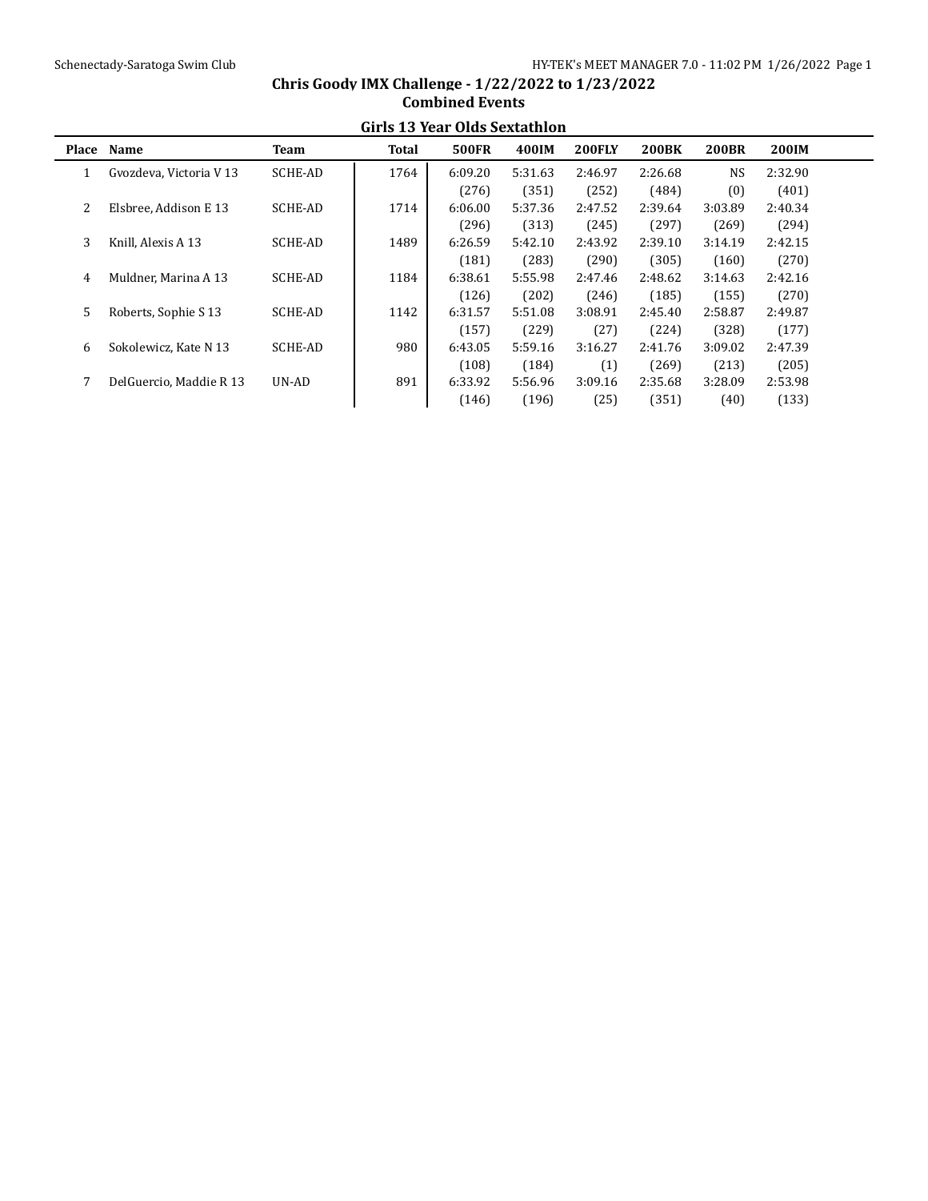# Chris Goody IMX Challenge - 1/22/2022 to 1/23/2022

## Combined Events

### Girls 13 Year Olds Sextathlon

| Place | Name | Team | Total | 500FR | 400IM | 200FLY | 200BK | 200BR | 200IM |
|---|---|---|---|---|---|---|---|---|---|
| 1 | Gvozdeva, Victoria V 13 | SCHE-AD | 1764 | 6:09.20 | 5:31.63 | 2:46.97 | 2:26.68 | NS | 2:32.90 |
| | | | | (276) | (351) | (252) | (484) | (0) | (401) |
| 2 | Elsbree, Addison E 13 | SCHE-AD | 1714 | 6:06.00 | 5:37.36 | 2:47.52 | 2:39.64 | 3:03.89 | 2:40.34 |
| | | | | (296) | (313) | (245) | (297) | (269) | (294) |
| 3 | Knill, Alexis A 13 | SCHE-AD | 1489 | 6:26.59 | 5:42.10 | 2:43.92 | 2:39.10 | 3:14.19 | 2:42.15 |
| | | | | (181) | (283) | (290) | (305) | (160) | (270) |
| 4 | Muldner, Marina A 13 | SCHE-AD | 1184 | 6:38.61 | 5:55.98 | 2:47.46 | 2:48.62 | 3:14.63 | 2:42.16 |
| | | | | (126) | (202) | (246) | (185) | (155) | (270) |
| 5 | Roberts, Sophie S 13 | SCHE-AD | 1142 | 6:31.57 | 5:51.08 | 3:08.91 | 2:45.40 | 2:58.87 | 2:49.87 |
| | | | | (157) | (229) | (27) | (224) | (328) | (177) |
| 6 | Sokolewicz, Kate N 13 | SCHE-AD | 980 | 6:43.05 | 5:59.16 | 3:16.27 | 2:41.76 | 3:09.02 | 2:47.39 |
| | | | | (108) | (184) | (1) | (269) | (213) | (205) |
| 7 | DelGuercio, Maddie R 13 | UN-AD | 891 | 6:33.92 | 5:56.96 | 3:09.16 | 2:35.68 | 3:28.09 | 2:53.98 |
| | | | | (146) | (196) | (25) | (351) | (40) | (133) |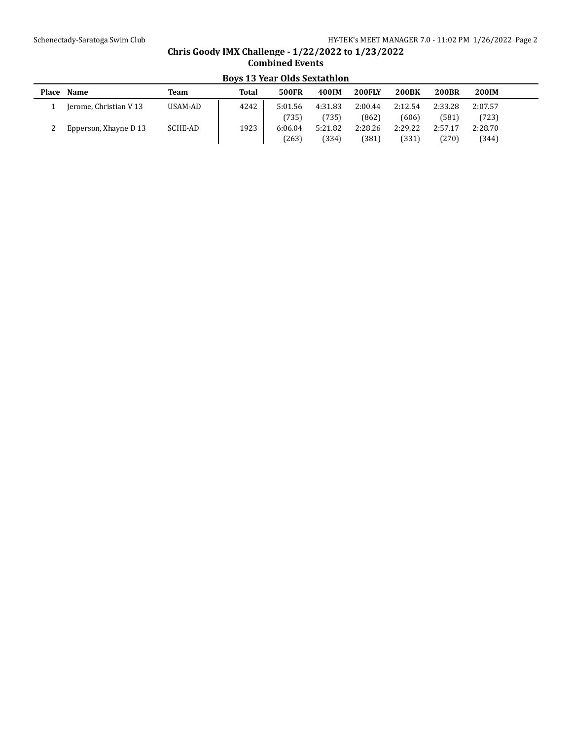## Chris Goody IMX Challenge - 1/22/2022 to 1/23/2022

### Combined Events

#### Boys 13 Year Olds Sextathlon

| Place | Name | Team | Total | 500FR | 400IM | 200FLY | 200BK | 200BR | 200IM |
|---|---|---|---|---|---|---|---|---|---|
| 1 | Jerome, Christian V 13 | USAM-AD | 4242 | 5:01.56 | 4:31.83 | 2:00.44 | 2:12.54 | 2:33.28 | 2:07.57 |
| | | | | (735) | (735) | (862) | (606) | (581) | (723) |
| 2 | Epperson, Xhayne D 13 | SCHE-AD | 1923 | 6:06.04 | 5:21.82 | 2:28.26 | 2:29.22 | 2:57.17 | 2:28.70 |
| | | | | (263) | (334) | (381) | (331) | (270) | (344) |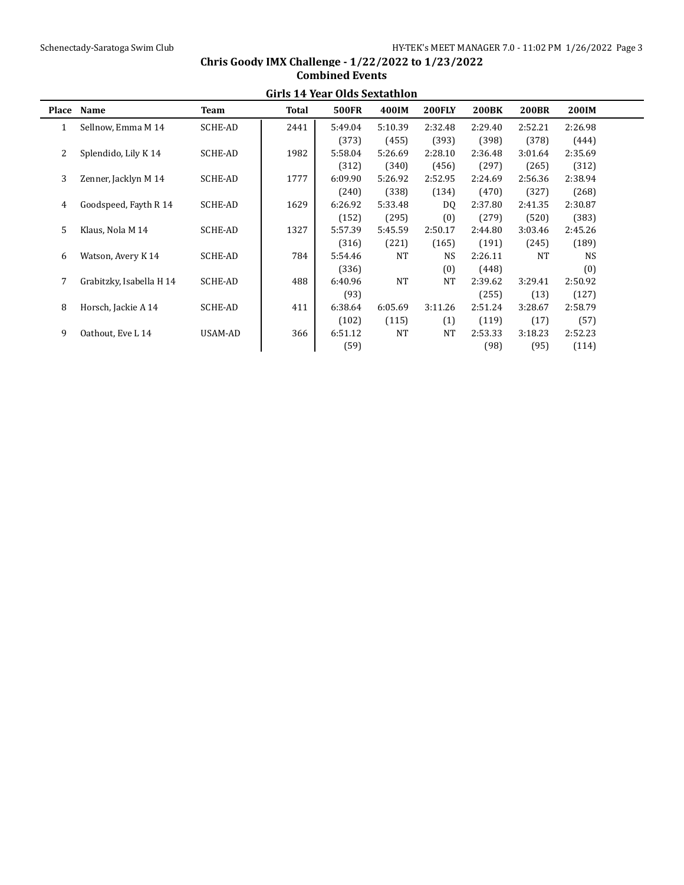**Chris Goody IMX Challenge - 1/22/2022 to 1/23/2022**

**Combined Events**

### Girls 14 Year Olds Sextathlon

| Place | Name | Team | Total | 500FR | 400IM | 200FLY | 200BK | 200BR | 200IM |
|---|---|---|---|---|---|---|---|---|---|
| 1 | Sellnow, Emma M 14 | SCHE-AD | 2441 | 5:49.04 | 5:10.39 | 2:32.48 | 2:29.40 | 2:52.21 | 2:26.98 |
| | | | | (373) | (455) | (393) | (398) | (378) | (444) |
| 2 | Splendido, Lily K 14 | SCHE-AD | 1982 | 5:58.04 | 5:26.69 | 2:28.10 | 2:36.48 | 3:01.64 | 2:35.69 |
| | | | | (312) | (340) | (456) | (297) | (265) | (312) |
| 3 | Zenner, Jacklyn M 14 | SCHE-AD | 1777 | 6:09.90 | 5:26.92 | 2:52.95 | 2:24.69 | 2:56.36 | 2:38.94 |
| | | | | (240) | (338) | (134) | (470) | (327) | (268) |
| 4 | Goodspeed, Fayth R 14 | SCHE-AD | 1629 | 6:26.92 | 5:33.48 | DQ | 2:37.80 | 2:41.35 | 2:30.87 |
| | | | | (152) | (295) | (0) | (279) | (520) | (383) |
| 5 | Klaus, Nola M 14 | SCHE-AD | 1327 | 5:57.39 | 5:45.59 | 2:50.17 | 2:44.80 | 3:03.46 | 2:45.26 |
| | | | | (316) | (221) | (165) | (191) | (245) | (189) |
| 6 | Watson, Avery K 14 | SCHE-AD | 784 | 5:54.46 | NT | NS | 2:26.11 | NT | NS |
| | | | | (336) | | (0) | (448) | | (0) |
| 7 | Grabitzky, Isabella H 14 | SCHE-AD | 488 | 6:40.96 | NT | NT | 2:39.62 | 3:29.41 | 2:50.92 |
| | | | | (93) | | | (255) | (13) | (127) |
| 8 | Horsch, Jackie A 14 | SCHE-AD | 411 | 6:38.64 | 6:05.69 | 3:11.26 | 2:51.24 | 3:28.67 | 2:58.79 |
| | | | | (102) | (115) | (1) | (119) | (17) | (57) |
| 9 | Oathout, Eve L 14 | USAM-AD | 366 | 6:51.12 | NT | NT | 2:53.33 | 3:18.23 | 2:52.23 |
| | | | | (59) | | | (98) | (95) | (114) |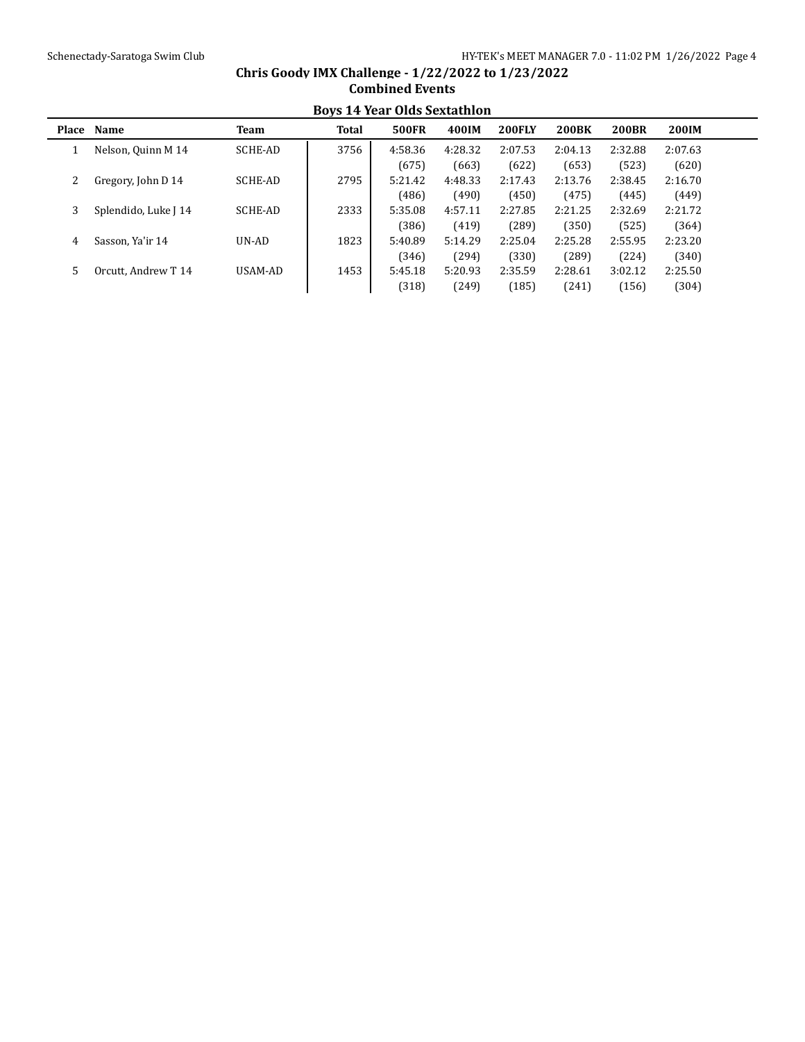# Chris Goody IMX Challenge - 1/22/2022 to 1/23/2022

## Combined Events

### Boys 14 Year Olds Sextathlon

| Place | Name | Team | Total | 500FR | 400IM | 200FLY | 200BK | 200BR | 200IM |
|---|---|---|---|---|---|---|---|---|---|
| 1 | Nelson, Quinn M 14 | SCHE-AD | 3756 | 4:58.36 | 4:28.32 | 2:07.53 | 2:04.13 | 2:32.88 | 2:07.63 |
| | | | | (675) | (663) | (622) | (653) | (523) | (620) |
| 2 | Gregory, John D 14 | SCHE-AD | 2795 | 5:21.42 | 4:48.33 | 2:17.43 | 2:13.76 | 2:38.45 | 2:16.70 |
| | | | | (486) | (490) | (450) | (475) | (445) | (449) |
| 3 | Splendido, Luke J 14 | SCHE-AD | 2333 | 5:35.08 | 4:57.11 | 2:27.85 | 2:21.25 | 2:32.69 | 2:21.72 |
| | | | | (386) | (419) | (289) | (350) | (525) | (364) |
| 4 | Sasson, Ya'ir 14 | UN-AD | 1823 | 5:40.89 | 5:14.29 | 2:25.04 | 2:25.28 | 2:55.95 | 2:23.20 |
| | | | | (346) | (294) | (330) | (289) | (224) | (340) |
| 5 | Orcutt, Andrew T 14 | USAM-AD | 1453 | 5:45.18 | 5:20.93 | 2:35.59 | 2:28.61 | 3:02.12 | 2:25.50 |
| | | | | (318) | (249) | (185) | (241) | (156) | (304) |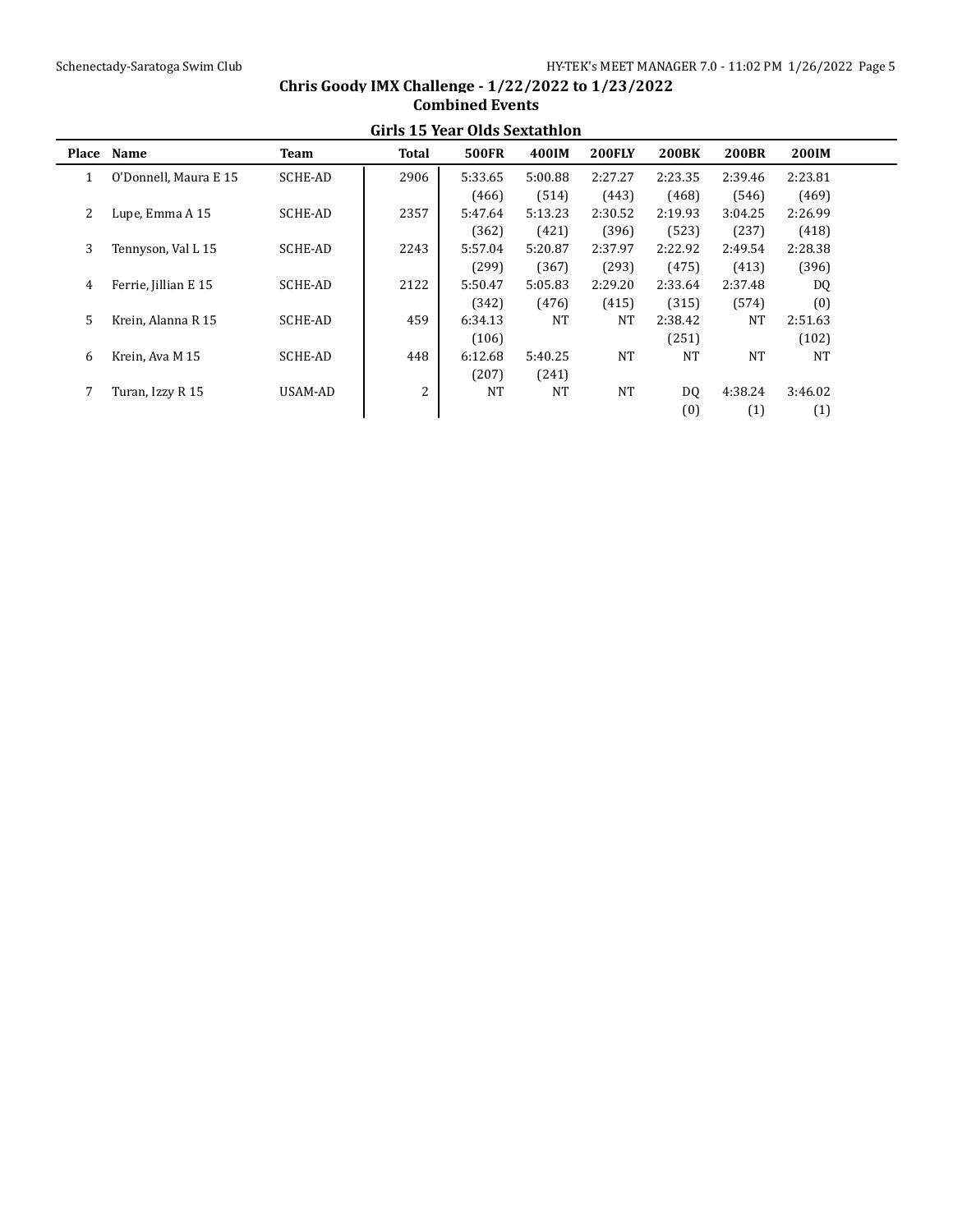# Chris Goody IMX Challenge - 1/22/2022 to 1/23/2022

## Combined Events

### Girls 15 Year Olds Sextathlon

| Place | Name | Team | Total | 500FR | 400IM | 200FLY | 200BK | 200BR | 200IM |
|---|---|---|---|---|---|---|---|---|---|
| 1 | O'Donnell, Maura E 15 | SCHE-AD | 2906 | 5:33.65 | 5:00.88 | 2:27.27 | 2:23.35 | 2:39.46 | 2:23.81 |
| | | | | (466) | (514) | (443) | (468) | (546) | (469) |
| 2 | Lupe, Emma A 15 | SCHE-AD | 2357 | 5:47.64 | 5:13.23 | 2:30.52 | 2:19.93 | 3:04.25 | 2:26.99 |
| | | | | (362) | (421) | (396) | (523) | (237) | (418) |
| 3 | Tennyson, Val L 15 | SCHE-AD | 2243 | 5:57.04 | 5:20.87 | 2:37.97 | 2:22.92 | 2:49.54 | 2:28.38 |
| | | | | (299) | (367) | (293) | (475) | (413) | (396) |
| 4 | Ferrie, Jillian E 15 | SCHE-AD | 2122 | 5:50.47 | 5:05.83 | 2:29.20 | 2:33.64 | 2:37.48 | DQ |
| | | | | (342) | (476) | (415) | (315) | (574) | (0) |
| 5 | Krein, Alanna R 15 | SCHE-AD | 459 | 6:34.13 | NT | NT | 2:38.42 | NT | 2:51.63 |
| | | | | (106) | | | (251) | | (102) |
| 6 | Krein, Ava M 15 | SCHE-AD | 448 | 6:12.68 | 5:40.25 | NT | NT | NT | NT |
| | | | | (207) | (241) | | | | |
| 7 | Turan, Izzy R 15 | USAM-AD | 2 | NT | NT | NT | DQ | 4:38.24 | 3:46.02 |
| | | | | | | | (0) | (1) | (1) |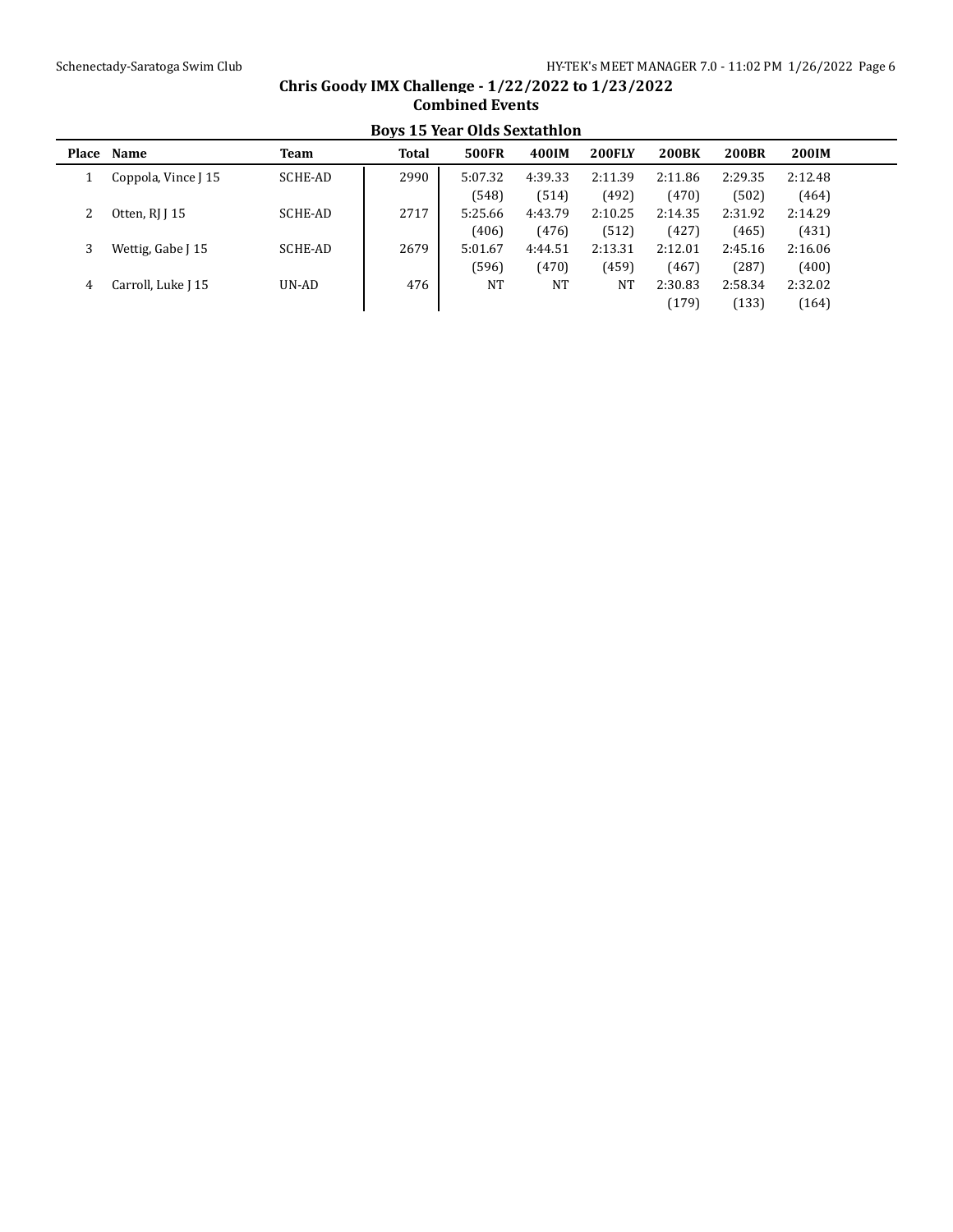## Chris Goody IMX Challenge - 1/22/2022 to 1/23/2022

### Combined Events

### Boys 15 Year Olds Sextathlon

| Place | Name | Team | Total | 500FR | 400IM | 200FLY | 200BK | 200BR | 200IM |
|---|---|---|---|---|---|---|---|---|---|
| 1 | Coppola, Vince J 15 | SCHE-AD | 2990 | 5:07.32 | 4:39.33 | 2:11.39 | 2:11.86 | 2:29.35 | 2:12.48 |
| | | | | (548) | (514) | (492) | (470) | (502) | (464) |
| 2 | Otten, RJ J 15 | SCHE-AD | 2717 | 5:25.66 | 4:43.79 | 2:10.25 | 2:14.35 | 2:31.92 | 2:14.29 |
| | | | | (406) | (476) | (512) | (427) | (465) | (431) |
| 3 | Wettig, Gabe J 15 | SCHE-AD | 2679 | 5:01.67 | 4:44.51 | 2:13.31 | 2:12.01 | 2:45.16 | 2:16.06 |
| | | | | (596) | (470) | (459) | (467) | (287) | (400) |
| 4 | Carroll, Luke J 15 | UN-AD | 476 | NT | NT | NT | 2:30.83 | 2:58.34 | 2:32.02 |
| | | | | | | | (179) | (133) | (164) |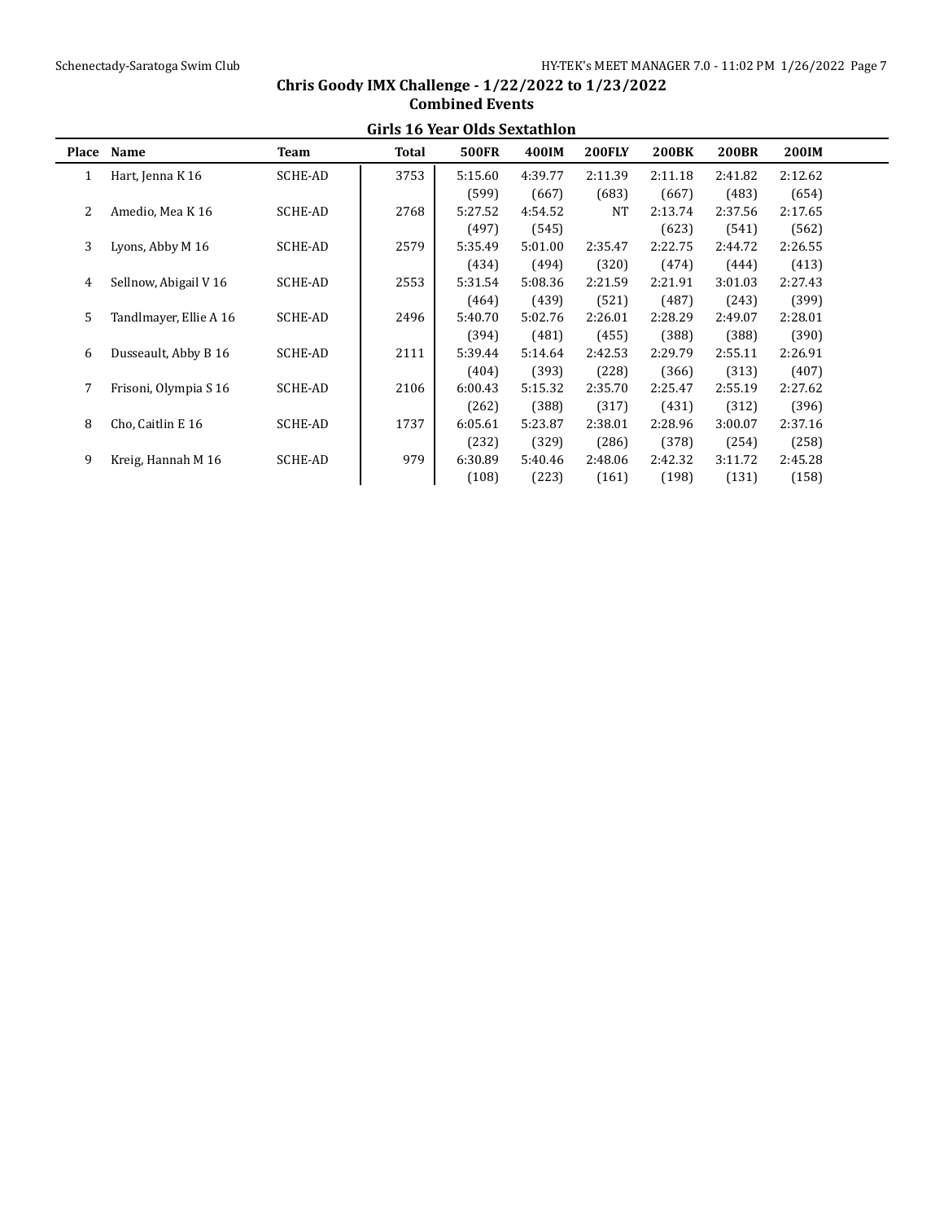# Chris Goody IMX Challenge - 1/22/2022 to 1/23/2022

## Combined Events

### Girls 16 Year Olds Sextathlon

| Place | Name | Team | Total | 500FR | 400IM | 200FLY | 200BK | 200BR | 200IM |
|---|---|---|---|---|---|---|---|---|---|
| 1 | Hart, Jenna K 16 | SCHE-AD | 3753 | 5:15.60 | 4:39.77 | 2:11.39 | 2:11.18 | 2:41.82 | 2:12.62 |
| | | | | (599) | (667) | (683) | (667) | (483) | (654) |
| 2 | Amedio, Mea K 16 | SCHE-AD | 2768 | 5:27.52 | 4:54.52 | NT | 2:13.74 | 2:37.56 | 2:17.65 |
| | | | | (497) | (545) | | (623) | (541) | (562) |
| 3 | Lyons, Abby M 16 | SCHE-AD | 2579 | 5:35.49 | 5:01.00 | 2:35.47 | 2:22.75 | 2:44.72 | 2:26.55 |
| | | | | (434) | (494) | (320) | (474) | (444) | (413) |
| 4 | Sellnow, Abigail V 16 | SCHE-AD | 2553 | 5:31.54 | 5:08.36 | 2:21.59 | 2:21.91 | 3:01.03 | 2:27.43 |
| | | | | (464) | (439) | (521) | (487) | (243) | (399) |
| 5 | Tandlmayer, Ellie A 16 | SCHE-AD | 2496 | 5:40.70 | 5:02.76 | 2:26.01 | 2:28.29 | 2:49.07 | 2:28.01 |
| | | | | (394) | (481) | (455) | (388) | (388) | (390) |
| 6 | Dusseault, Abby B 16 | SCHE-AD | 2111 | 5:39.44 | 5:14.64 | 2:42.53 | 2:29.79 | 2:55.11 | 2:26.91 |
| | | | | (404) | (393) | (228) | (366) | (313) | (407) |
| 7 | Frisoni, Olympia S 16 | SCHE-AD | 2106 | 6:00.43 | 5:15.32 | 2:35.70 | 2:25.47 | 2:55.19 | 2:27.62 |
| | | | | (262) | (388) | (317) | (431) | (312) | (396) |
| 8 | Cho, Caitlin E 16 | SCHE-AD | 1737 | 6:05.61 | 5:23.87 | 2:38.01 | 2:28.96 | 3:00.07 | 2:37.16 |
| | | | | (232) | (329) | (286) | (378) | (254) | (258) |
| 9 | Kreig, Hannah M 16 | SCHE-AD | 979 | 6:30.89 | 5:40.46 | 2:48.06 | 2:42.32 | 3:11.72 | 2:45.28 |
| | | | | (108) | (223) | (161) | (198) | (131) | (158) |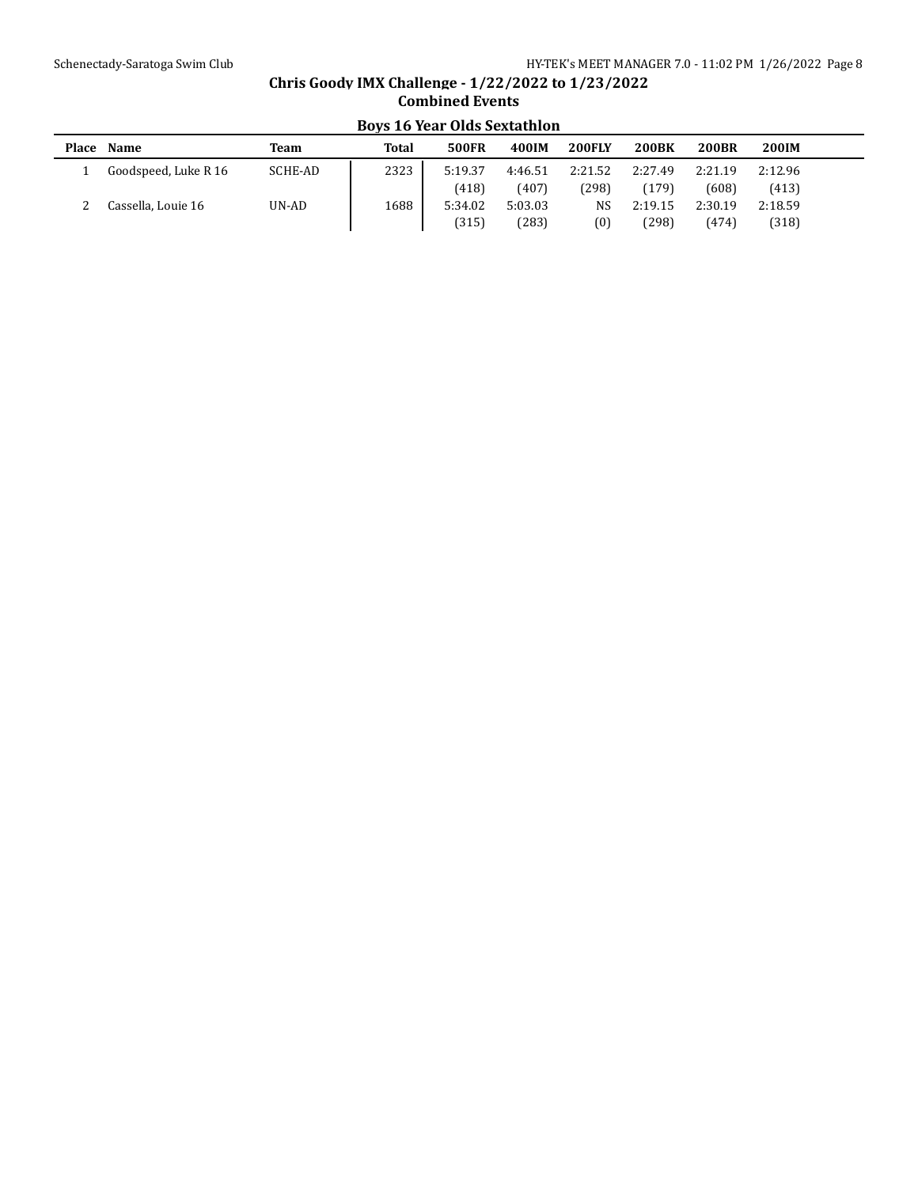## Chris Goody IMX Challenge - 1/22/2022 to 1/23/2022

### Combined Events

### Boys 16 Year Olds Sextathlon

| Place | Name | Team | Total | 500FR | 400IM | 200FLY | 200BK | 200BR | 200IM |
|---|---|---|---|---|---|---|---|---|---|
| 1 | Goodspeed, Luke R 16 | SCHE-AD | 2323 | 5:19.37 | 4:46.51 | 2:21.52 | 2:27.49 | 2:21.19 | 2:12.96 |
| | | | | (418) | (407) | (298) | (179) | (608) | (413) |
| 2 | Cassella, Louie 16 | UN-AD | 1688 | 5:34.02 | 5:03.03 | NS | 2:19.15 | 2:30.19 | 2:18.59 |
| | | | | (315) | (283) | (0) | (298) | (474) | (318) |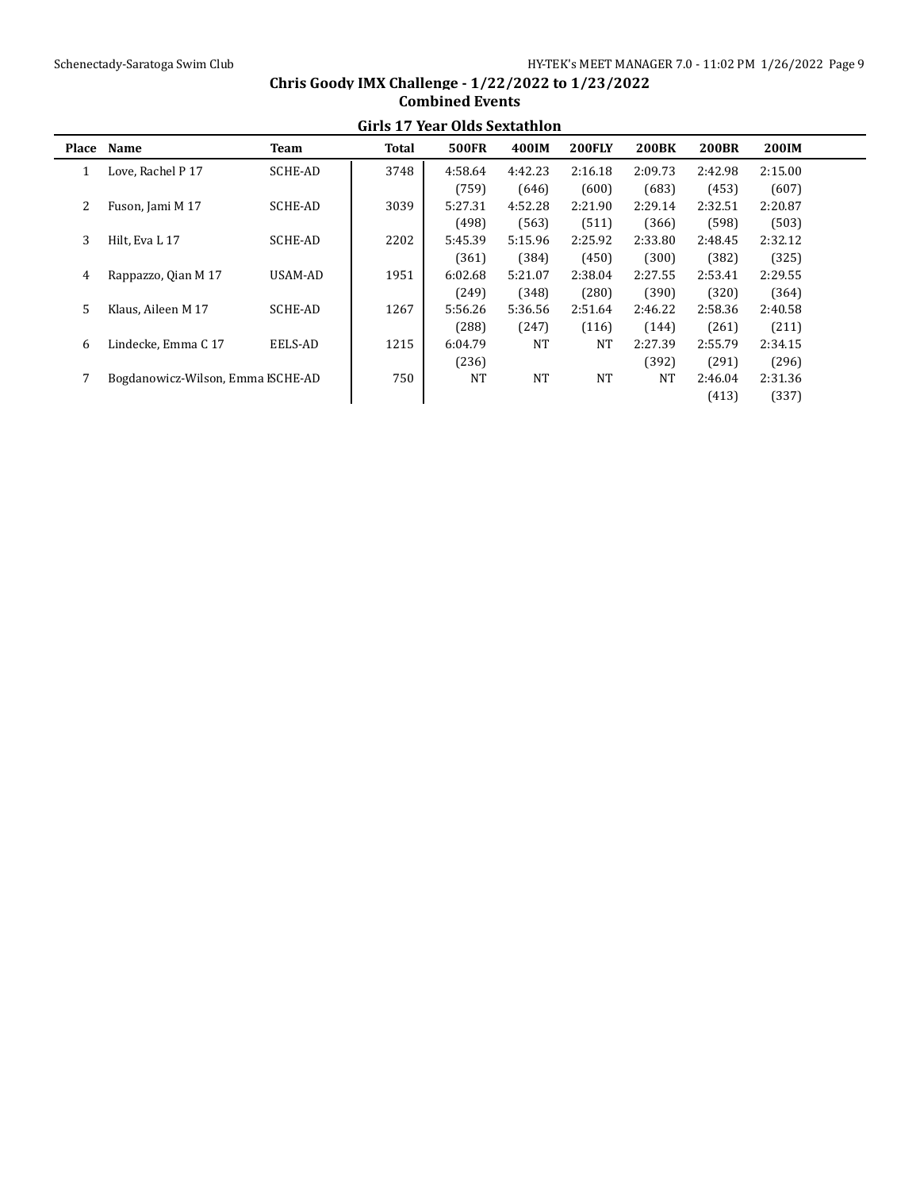## Chris Goody IMX Challenge - 1/22/2022 to 1/23/2022

### Combined Events

### Girls 17 Year Olds Sextathlon

| Place | Name | Team | Total | 500FR | 400IM | 200FLY | 200BK | 200BR | 200IM |
|---|---|---|---|---|---|---|---|---|---|
| 1 | Love, Rachel P 17 | SCHE-AD | 3748 | 4:58.64 | 4:42.23 | 2:16.18 | 2:09.73 | 2:42.98 | 2:15.00 |
| | | | | (759) | (646) | (600) | (683) | (453) | (607) |
| 2 | Fuson, Jami M 17 | SCHE-AD | 3039 | 5:27.31 | 4:52.28 | 2:21.90 | 2:29.14 | 2:32.51 | 2:20.87 |
| | | | | (498) | (563) | (511) | (366) | (598) | (503) |
| 3 | Hilt, Eva L 17 | SCHE-AD | 2202 | 5:45.39 | 5:15.96 | 2:25.92 | 2:33.80 | 2:48.45 | 2:32.12 |
| | | | | (361) | (384) | (450) | (300) | (382) | (325) |
| 4 | Rappazzo, Qian M 17 | USAM-AD | 1951 | 6:02.68 | 5:21.07 | 2:38.04 | 2:27.55 | 2:53.41 | 2:29.55 |
| | | | | (249) | (348) | (280) | (390) | (320) | (364) |
| 5 | Klaus, Aileen M 17 | SCHE-AD | 1267 | 5:56.26 | 5:36.56 | 2:51.64 | 2:46.22 | 2:58.36 | 2:40.58 |
| | | | | (288) | (247) | (116) | (144) | (261) | (211) |
| 6 | Lindecke, Emma C 17 | EELS-AD | 1215 | 6:04.79 | NT | NT | 2:27.39 | 2:55.79 | 2:34.15 |
| | | | | (236) | | | (392) | (291) | (296) |
| 7 | Bogdanowicz-Wilson, Emma I | SCHE-AD | 750 | NT | NT | NT | NT | 2:46.04 | 2:31.36 |
| | | | | | | | | (413) | (337) |